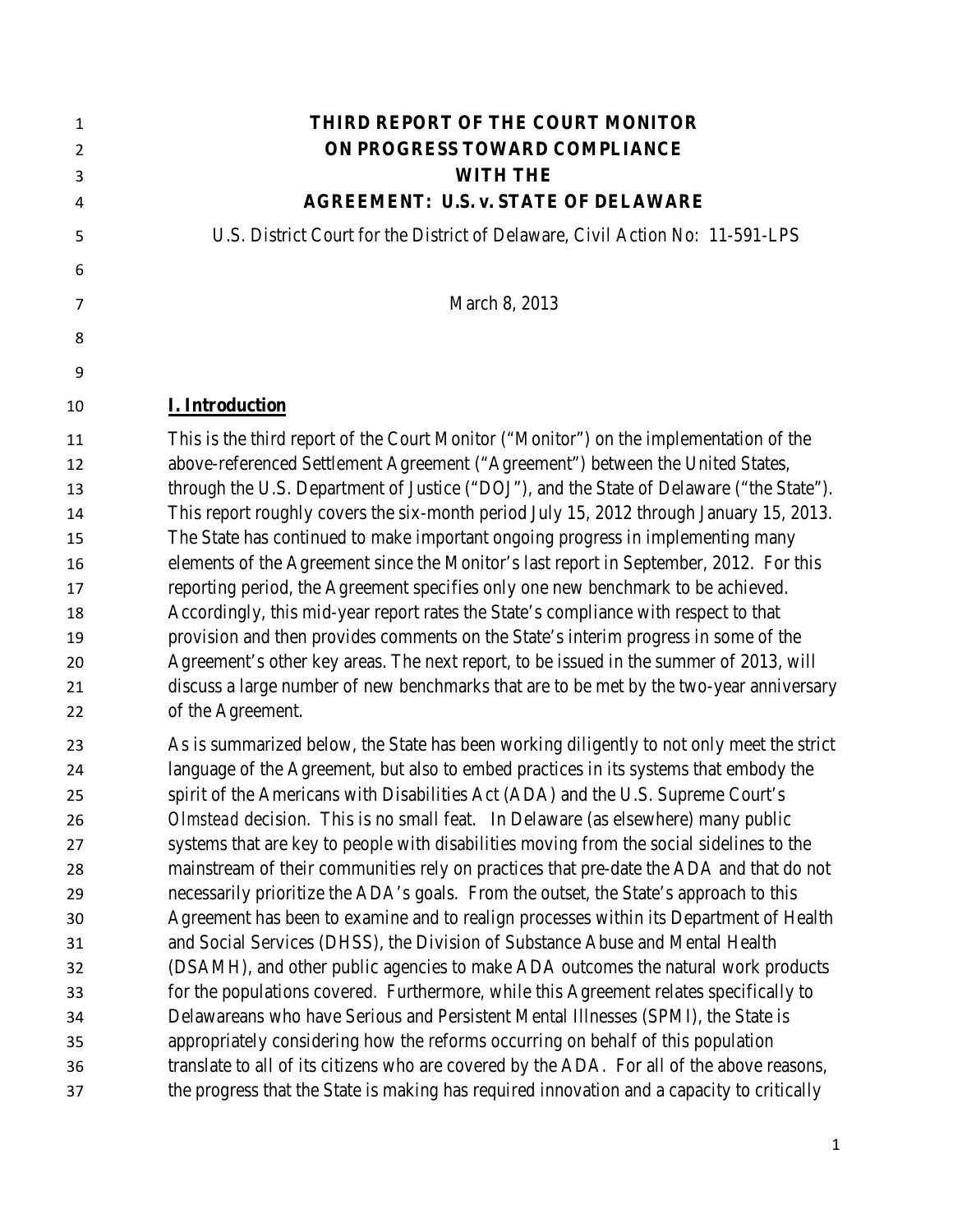# THIRD REPORT OF THE COURT MONITOR
# ON PROGRESS TOWARD COMPLIANCE
# WITH THE
# AGREEMENT: U.S. v. STATE OF DELAWARE

U.S. District Court for the District of Delaware, Civil Action No: 11-591-LPS

March 8, 2013

## I. Introduction

This is the third report of the Court Monitor ("Monitor") on the implementation of the above-referenced Settlement Agreement ("Agreement") between the United States, through the U.S. Department of Justice ("DOJ"), and the State of Delaware ("the State"). This report roughly covers the six-month period July 15, 2012 through January 15, 2013. The State has continued to make important ongoing progress in implementing many elements of the Agreement since the Monitor's last report in September, 2012. For this reporting period, the Agreement specifies only one new benchmark to be achieved. Accordingly, this mid-year report rates the State's compliance with respect to that provision and then provides comments on the State's interim progress in some of the Agreement's other key areas. The next report, to be issued in the summer of 2013, will discuss a large number of new benchmarks that are to be met by the two-year anniversary of the Agreement.

As is summarized below, the State has been working diligently to not only meet the strict language of the Agreement, but also to embed practices in its systems that embody the spirit of the Americans with Disabilities Act (ADA) and the U.S. Supreme Court's *Olmstead* decision. This is no small feat. In Delaware (as elsewhere) many public systems that are key to people with disabilities moving from the social sidelines to the mainstream of their communities rely on practices that pre-date the ADA and that do not necessarily prioritize the ADA's goals. From the outset, the State's approach to this Agreement has been to examine and to realign processes within its Department of Health and Social Services (DHSS), the Division of Substance Abuse and Mental Health (DSAMH), and other public agencies to make ADA outcomes the natural work products for the populations covered. Furthermore, while this Agreement relates specifically to Delawareans who have Serious and Persistent Mental Illnesses (SPMI), the State is appropriately considering how the reforms occurring on behalf of this population translate to all of its citizens who are covered by the ADA. For all of the above reasons, the progress that the State is making has required innovation and a capacity to critically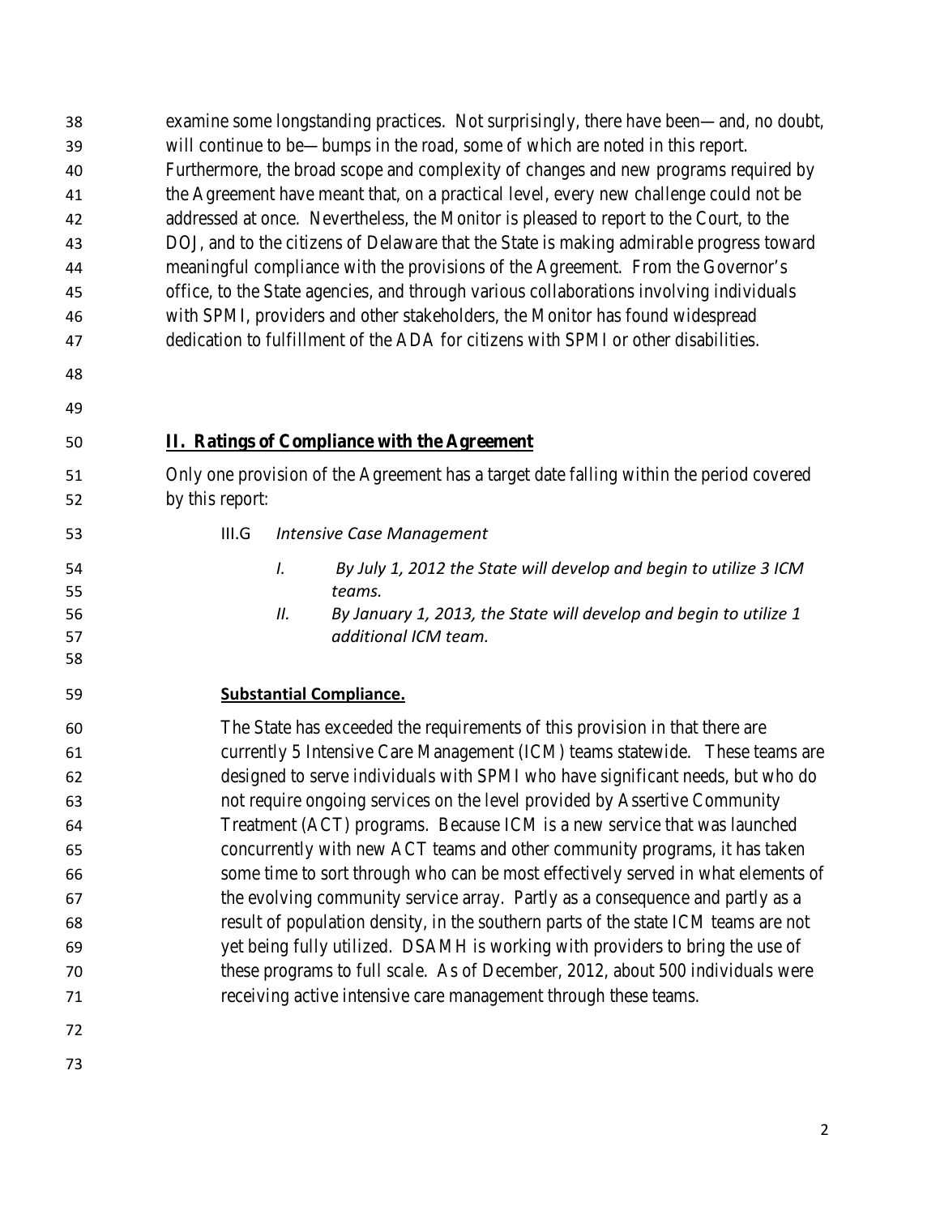examine some longstanding practices. Not surprisingly, there have been—and, no doubt, will continue to be—bumps in the road, some of which are noted in this report. Furthermore, the broad scope and complexity of changes and new programs required by the Agreement have meant that, on a practical level, every new challenge could not be addressed at once. Nevertheless, the Monitor is pleased to report to the Court, to the DOJ, and to the citizens of Delaware that the State is making admirable progress toward meaningful compliance with the provisions of the Agreement. From the Governor's office, to the State agencies, and through various collaborations involving individuals with SPMI, providers and other stakeholders, the Monitor has found widespread dedication to fulfillment of the ADA for citizens with SPMI or other disabilities.

## II. Ratings of Compliance with the Agreement

Only one provision of the Agreement has a target date falling within the period covered by this report:

III.G *Intensive Case Management*

*I. By July 1, 2012 the State will develop and begin to utilize 3 ICM teams.*

*II. By January 1, 2013, the State will develop and begin to utilize 1 additional ICM team.*

**Substantial Compliance.**

The State has exceeded the requirements of this provision in that there are currently 5 Intensive Care Management (ICM) teams statewide. These teams are designed to serve individuals with SPMI who have significant needs, but who do not require ongoing services on the level provided by Assertive Community Treatment (ACT) programs. Because ICM is a new service that was launched concurrently with new ACT teams and other community programs, it has taken some time to sort through who can be most effectively served in what elements of the evolving community service array. Partly as a consequence and partly as a result of population density, in the southern parts of the state ICM teams are not yet being fully utilized. DSAMH is working with providers to bring the use of these programs to full scale. As of December, 2012, about 500 individuals were receiving active intensive care management through these teams.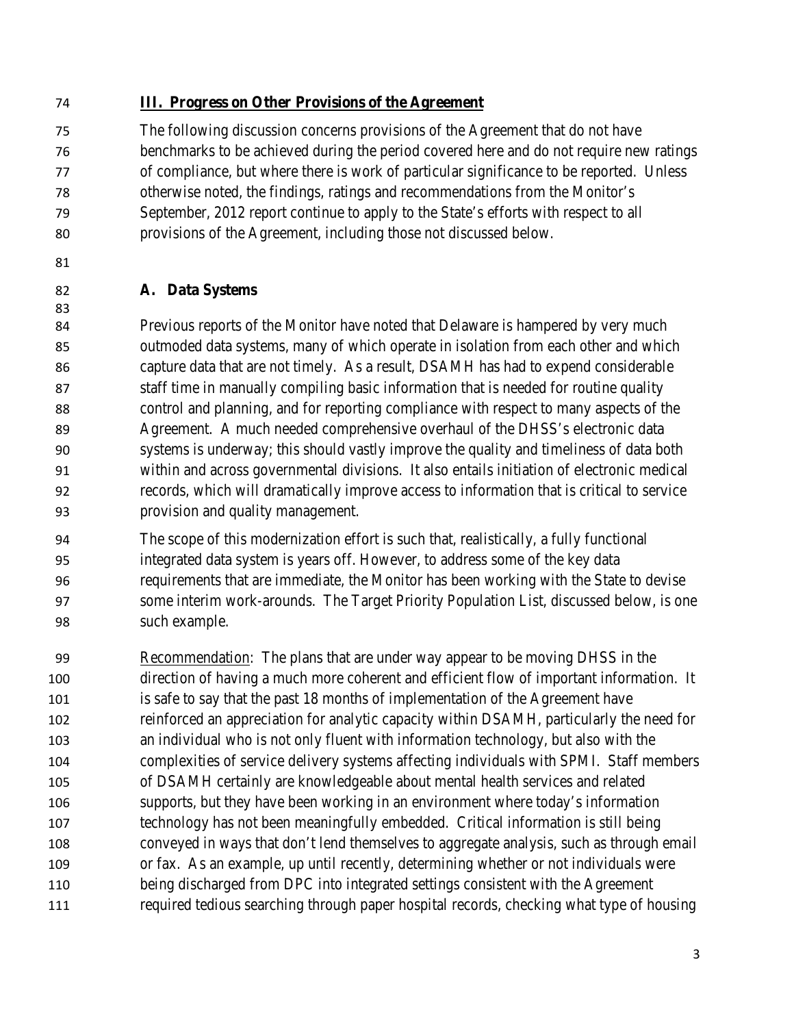## III. Progress on Other Provisions of the Agreement

The following discussion concerns provisions of the Agreement that do not have benchmarks to be achieved during the period covered here and do not require new ratings of compliance, but where there is work of particular significance to be reported. Unless otherwise noted, the findings, ratings and recommendations from the Monitor's September, 2012 report continue to apply to the State's efforts with respect to all provisions of the Agreement, including those not discussed below.

### A. Data Systems

Previous reports of the Monitor have noted that Delaware is hampered by very much outmoded data systems, many of which operate in isolation from each other and which capture data that are not timely. As a result, DSAMH has had to expend considerable staff time in manually compiling basic information that is needed for routine quality control and planning, and for reporting compliance with respect to many aspects of the Agreement. A much needed comprehensive overhaul of the DHSS's electronic data systems is underway; this should vastly improve the quality and timeliness of data both within and across governmental divisions. It also entails initiation of electronic medical records, which will dramatically improve access to information that is critical to service provision and quality management.

The scope of this modernization effort is such that, realistically, a fully functional integrated data system is years off. However, to address some of the key data requirements that are immediate, the Monitor has been working with the State to devise some interim work-arounds. The Target Priority Population List, discussed below, is one such example.

Recommendation: The plans that are under way appear to be moving DHSS in the direction of having a much more coherent and efficient flow of important information. It is safe to say that the past 18 months of implementation of the Agreement have reinforced an appreciation for analytic capacity within DSAMH, particularly the need for an individual who is not only fluent with information technology, but also with the complexities of service delivery systems affecting individuals with SPMI. Staff members of DSAMH certainly are knowledgeable about mental health services and related supports, but they have been working in an environment where today's information technology has not been meaningfully embedded. Critical information is still being conveyed in ways that don't lend themselves to aggregate analysis, such as through email or fax. As an example, up until recently, determining whether or not individuals were being discharged from DPC into integrated settings consistent with the Agreement required tedious searching through paper hospital records, checking what type of housing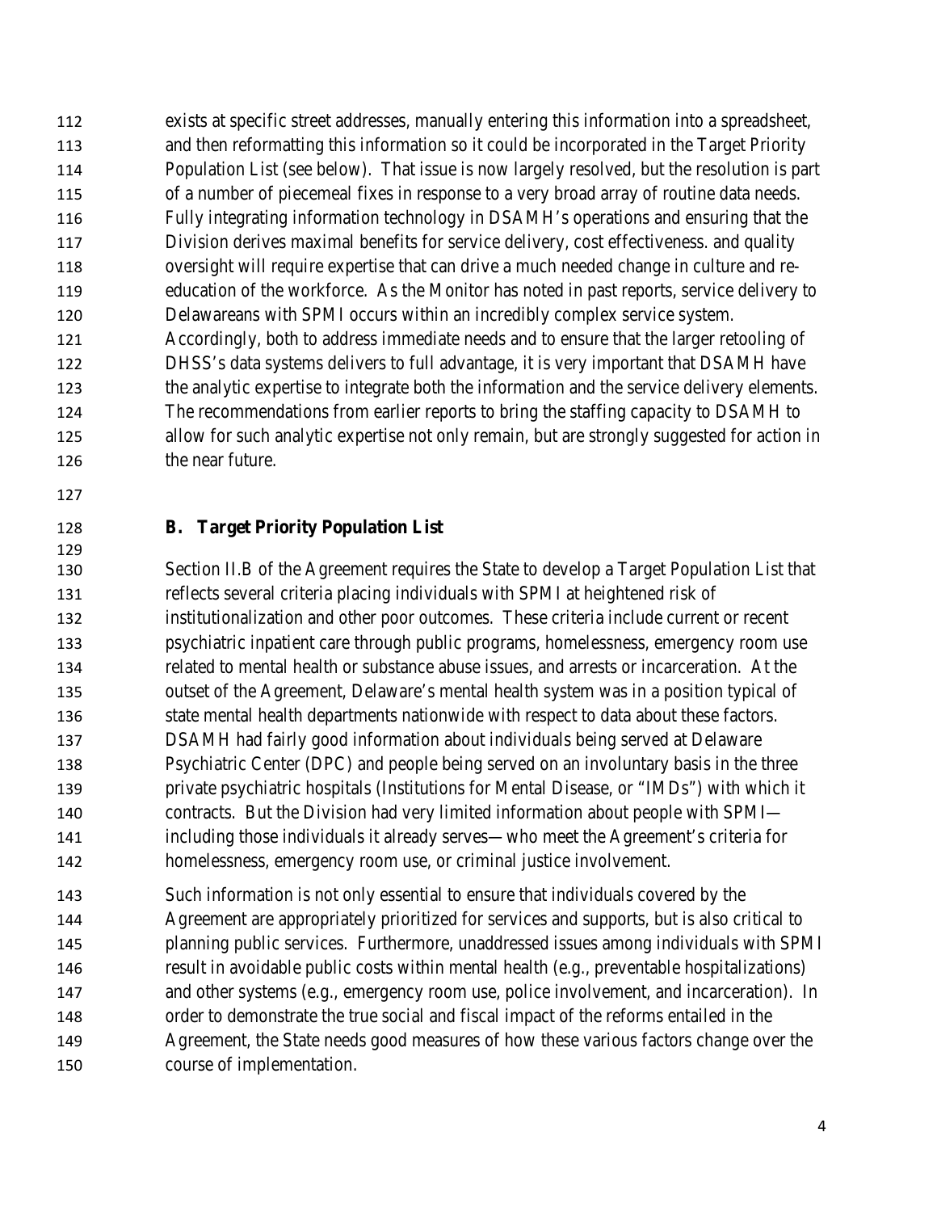exists at specific street addresses, manually entering this information into a spreadsheet, and then reformatting this information so it could be incorporated in the Target Priority Population List (see below). That issue is now largely resolved, but the resolution is part of a number of piecemeal fixes in response to a very broad array of routine data needs. Fully integrating information technology in DSAMH's operations and ensuring that the Division derives maximal benefits for service delivery, cost effectiveness. and quality oversight will require expertise that can drive a much needed change in culture and re-education of the workforce. As the Monitor has noted in past reports, service delivery to Delawareans with SPMI occurs within an incredibly complex service system. Accordingly, both to address immediate needs and to ensure that the larger retooling of DHSS's data systems delivers to full advantage, it is very important that DSAMH have the analytic expertise to integrate both the information and the service delivery elements. The recommendations from earlier reports to bring the staffing capacity to DSAMH to allow for such analytic expertise not only remain, but are strongly suggested for action in the near future.

## B. Target Priority Population List

Section II.B of the Agreement requires the State to develop a Target Population List that reflects several criteria placing individuals with SPMI at heightened risk of institutionalization and other poor outcomes. These criteria include current or recent psychiatric inpatient care through public programs, homelessness, emergency room use related to mental health or substance abuse issues, and arrests or incarceration. At the outset of the Agreement, Delaware's mental health system was in a position typical of state mental health departments nationwide with respect to data about these factors. DSAMH had fairly good information about individuals being served at Delaware Psychiatric Center (DPC) and people being served on an involuntary basis in the three private psychiatric hospitals (Institutions for Mental Disease, or "IMDs") with which it contracts. But the Division had very limited information about people with SPMI—including those individuals it already serves—who meet the Agreement's criteria for homelessness, emergency room use, or criminal justice involvement.

Such information is not only essential to ensure that individuals covered by the Agreement are appropriately prioritized for services and supports, but is also critical to planning public services. Furthermore, unaddressed issues among individuals with SPMI result in avoidable public costs within mental health (e.g., preventable hospitalizations) and other systems (e.g., emergency room use, police involvement, and incarceration). In order to demonstrate the true social and fiscal impact of the reforms entailed in the Agreement, the State needs good measures of how these various factors change over the course of implementation.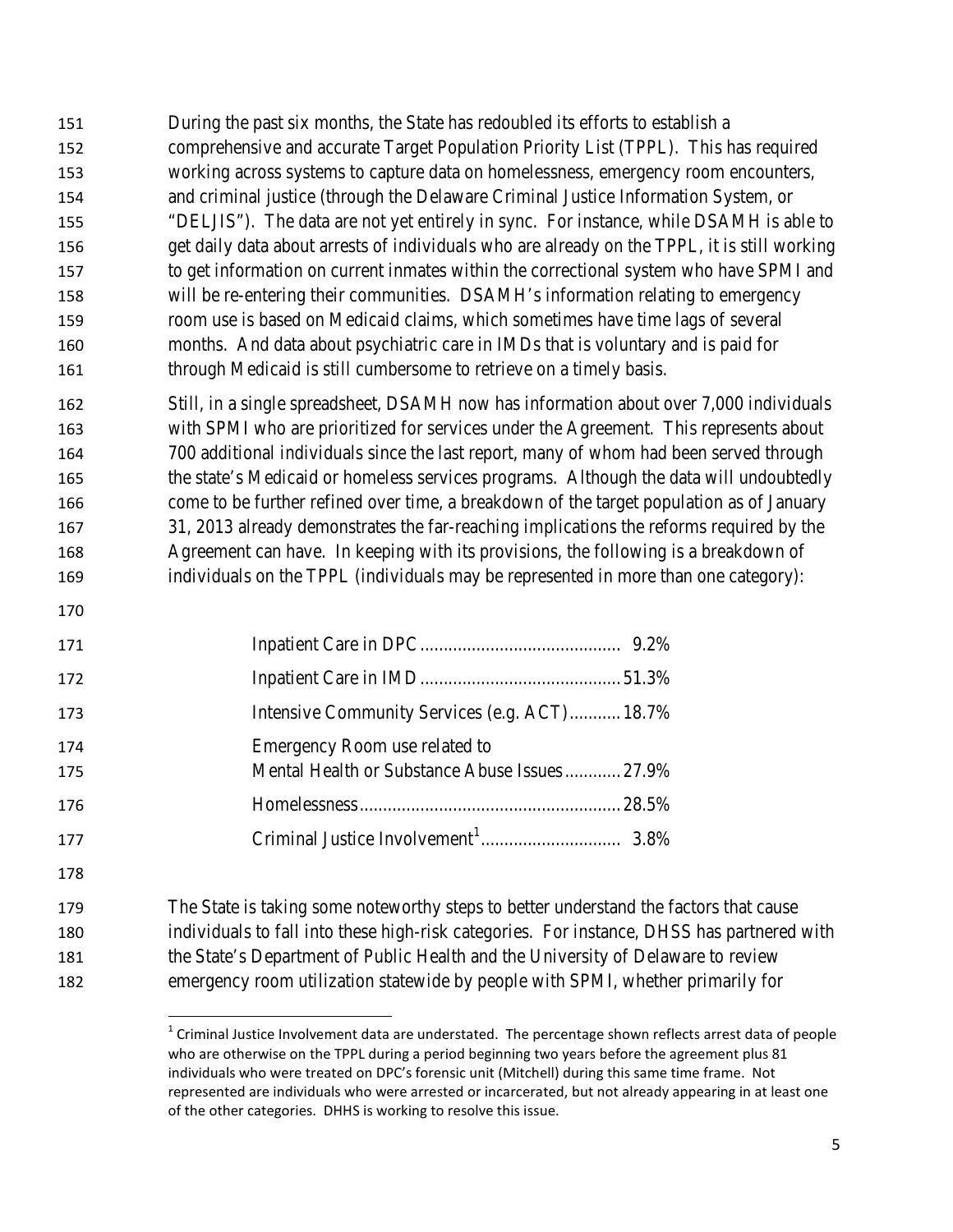During the past six months, the State has redoubled its efforts to establish a comprehensive and accurate Target Population Priority List (TPPL). This has required working across systems to capture data on homelessness, emergency room encounters, and criminal justice (through the Delaware Criminal Justice Information System, or "DELJIS"). The data are not yet entirely in sync. For instance, while DSAMH is able to get daily data about arrests of individuals who are already on the TPPL, it is still working to get information on current inmates within the correctional system who have SPMI and will be re-entering their communities. DSAMH's information relating to emergency room use is based on Medicaid claims, which sometimes have time lags of several months. And data about psychiatric care in IMDs that is voluntary and is paid for through Medicaid is still cumbersome to retrieve on a timely basis.

Still, in a single spreadsheet, DSAMH now has information about over 7,000 individuals with SPMI who are prioritized for services under the Agreement. This represents about 700 additional individuals since the last report, many of whom had been served through the state's Medicaid or homeless services programs. Although the data will undoubtedly come to be further refined over time, a breakdown of the target population as of January 31, 2013 already demonstrates the far-reaching implications the reforms required by the Agreement can have. In keeping with its provisions, the following is a breakdown of individuals on the TPPL (individuals may be represented in more than one category):

| Category | Percentage |
|---|---|
| Inpatient Care in DPC | 9.2% |
| Inpatient Care in IMD | 51.3% |
| Intensive Community Services (e.g. ACT) | 18.7% |
| Emergency Room use related to Mental Health or Substance Abuse Issues | 27.9% |
| Homelessness | 28.5% |
| Criminal Justice Involvement[1] | 3.8% |

The State is taking some noteworthy steps to better understand the factors that cause individuals to fall into these high-risk categories. For instance, DHSS has partnered with the State's Department of Public Health and the University of Delaware to review emergency room utilization statewide by people with SPMI, whether primarily for

[1] Criminal Justice Involvement data are understated. The percentage shown reflects arrest data of people who are otherwise on the TPPL during a period beginning two years before the agreement plus 81 individuals who were treated on DPC's forensic unit (Mitchell) during this same time frame. Not represented are individuals who were arrested or incarcerated, but not already appearing in at least one of the other categories. DHHS is working to resolve this issue.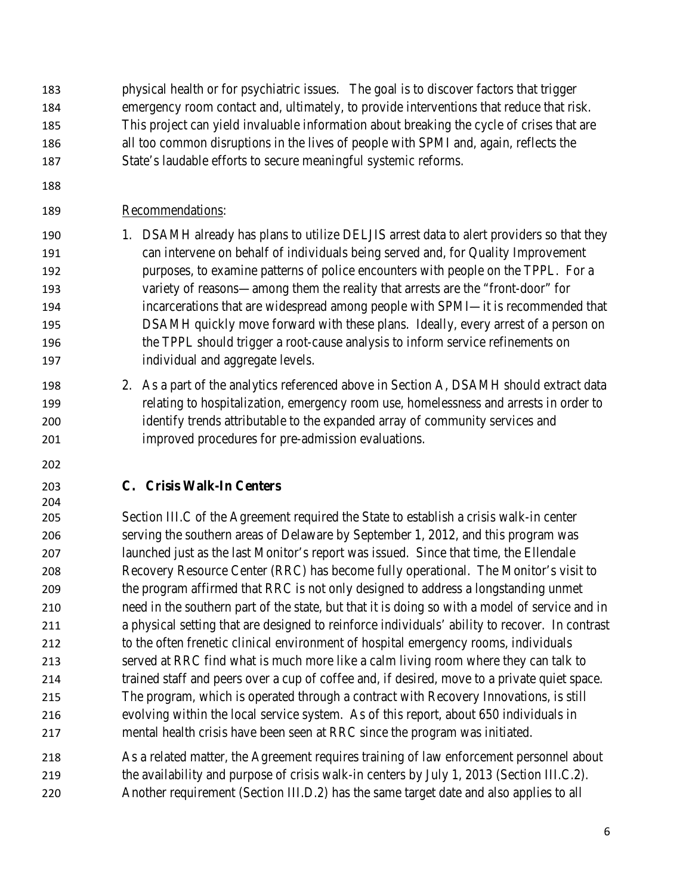physical health or for psychiatric issues. The goal is to discover factors that trigger emergency room contact and, ultimately, to provide interventions that reduce that risk. This project can yield invaluable information about breaking the cycle of crises that are all too common disruptions in the lives of people with SPMI and, again, reflects the State's laudable efforts to secure meaningful systemic reforms.

Recommendations:

1. DSAMH already has plans to utilize DELJIS arrest data to alert providers so that they can intervene on behalf of individuals being served and, for Quality Improvement purposes, to examine patterns of police encounters with people on the TPPL. For a variety of reasons—among them the reality that arrests are the "front-door" for incarcerations that are widespread among people with SPMI—it is recommended that DSAMH quickly move forward with these plans. Ideally, every arrest of a person on the TPPL should trigger a root-cause analysis to inform service refinements on individual and aggregate levels.

2. As a part of the analytics referenced above in Section A, DSAMH should extract data relating to hospitalization, emergency room use, homelessness and arrests in order to identify trends attributable to the expanded array of community services and improved procedures for pre-admission evaluations.

## C. Crisis Walk-In Centers

Section III.C of the Agreement required the State to establish a crisis walk-in center serving the southern areas of Delaware by September 1, 2012, and this program was launched just as the last Monitor's report was issued. Since that time, the Ellendale Recovery Resource Center (RRC) has become fully operational. The Monitor's visit to the program affirmed that RRC is not only designed to address a longstanding unmet need in the southern part of the state, but that it is doing so with a model of service and in a physical setting that are designed to reinforce individuals' ability to recover. In contrast to the often frenetic clinical environment of hospital emergency rooms, individuals served at RRC find what is much more like a calm living room where they can talk to trained staff and peers over a cup of coffee and, if desired, move to a private quiet space. The program, which is operated through a contract with Recovery Innovations, is still evolving within the local service system. As of this report, about 650 individuals in mental health crisis have been seen at RRC since the program was initiated.

As a related matter, the Agreement requires training of law enforcement personnel about the availability and purpose of crisis walk-in centers by July 1, 2013 (Section III.C.2). Another requirement (Section III.D.2) has the same target date and also applies to all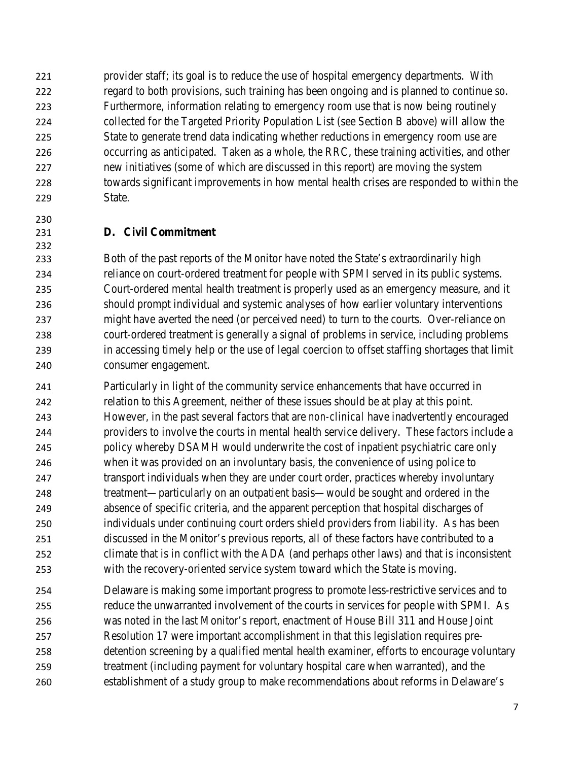provider staff; its goal is to reduce the use of hospital emergency departments. With regard to both provisions, such training has been ongoing and is planned to continue so. Furthermore, information relating to emergency room use that is now being routinely collected for the Targeted Priority Population List (see Section B above) will allow the State to generate trend data indicating whether reductions in emergency room use are occurring as anticipated. Taken as a whole, the RRC, these training activities, and other new initiatives (some of which are discussed in this report) are moving the system towards significant improvements in how mental health crises are responded to within the State.

## D. Civil Commitment

Both of the past reports of the Monitor have noted the State's extraordinarily high reliance on court-ordered treatment for people with SPMI served in its public systems. Court-ordered mental health treatment is properly used as an emergency measure, and it should prompt individual and systemic analyses of how earlier voluntary interventions might have averted the need (or perceived need) to turn to the courts. Over-reliance on court-ordered treatment is generally a signal of problems in service, including problems in accessing timely help or the use of legal coercion to offset staffing shortages that limit consumer engagement.

Particularly in light of the community service enhancements that have occurred in relation to this Agreement, neither of these issues should be at play at this point. However, in the past several factors that are *non-clinical* have inadvertently encouraged providers to involve the courts in mental health service delivery. These factors include a policy whereby DSAMH would underwrite the cost of inpatient psychiatric care only when it was provided on an involuntary basis, the convenience of using police to transport individuals when they are under court order, practices whereby involuntary treatment—particularly on an outpatient basis—would be sought and ordered in the absence of specific criteria, and the apparent perception that hospital discharges of individuals under continuing court orders shield providers from liability. As has been discussed in the Monitor's previous reports, all of these factors have contributed to a climate that is in conflict with the ADA (and perhaps other laws) and that is inconsistent with the recovery-oriented service system toward which the State is moving.

Delaware is making some important progress to promote less-restrictive services and to reduce the unwarranted involvement of the courts in services for people with SPMI. As was noted in the last Monitor's report, enactment of House Bill 311 and House Joint Resolution 17 were important accomplishment in that this legislation requires pre-detention screening by a qualified mental health examiner, efforts to encourage voluntary treatment (including payment for voluntary hospital care when warranted), and the establishment of a study group to make recommendations about reforms in Delaware's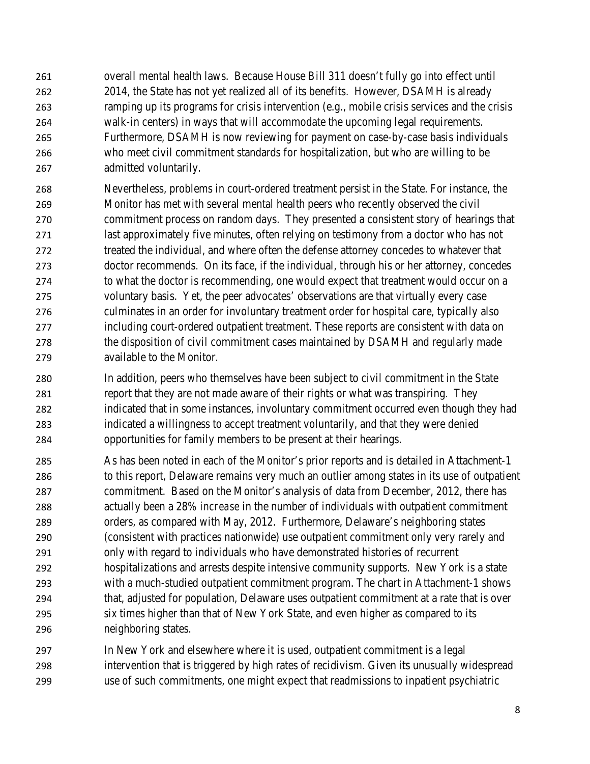overall mental health laws. Because House Bill 311 doesn't fully go into effect until 2014, the State has not yet realized all of its benefits. However, DSAMH is already ramping up its programs for crisis intervention (e.g., mobile crisis services and the crisis walk-in centers) in ways that will accommodate the upcoming legal requirements. Furthermore, DSAMH is now reviewing for payment on case-by-case basis individuals who meet civil commitment standards for hospitalization, but who are willing to be admitted voluntarily.

Nevertheless, problems in court-ordered treatment persist in the State. For instance, the Monitor has met with several mental health peers who recently observed the civil commitment process on random days. They presented a consistent story of hearings that last approximately five minutes, often relying on testimony from a doctor who has not treated the individual, and where often the defense attorney concedes to whatever that doctor recommends. On its face, if the individual, through his or her attorney, concedes to what the doctor is recommending, one would expect that treatment would occur on a voluntary basis. Yet, the peer advocates' observations are that virtually every case culminates in an order for involuntary treatment order for hospital care, typically also including court-ordered outpatient treatment. These reports are consistent with data on the disposition of civil commitment cases maintained by DSAMH and regularly made available to the Monitor.

In addition, peers who themselves have been subject to civil commitment in the State report that they are not made aware of their rights or what was transpiring. They indicated that in some instances, involuntary commitment occurred even though they had indicated a willingness to accept treatment voluntarily, and that they were denied opportunities for family members to be present at their hearings.

As has been noted in each of the Monitor's prior reports and is detailed in Attachment-1 to this report, Delaware remains very much an outlier among states in its use of outpatient commitment. Based on the Monitor's analysis of data from December, 2012, there has actually been a 28% *increase* in the number of individuals with outpatient commitment orders, as compared with May, 2012. Furthermore, Delaware's neighboring states (consistent with practices nationwide) use outpatient commitment only very rarely and only with regard to individuals who have demonstrated histories of recurrent hospitalizations and arrests despite intensive community supports. New York is a state with a much-studied outpatient commitment program. The chart in Attachment-1 shows that, adjusted for population, Delaware uses outpatient commitment at a rate that is over six times higher than that of New York State, and even higher as compared to its neighboring states.

In New York and elsewhere where it is used, outpatient commitment is a legal intervention that is triggered by high rates of recidivism. Given its unusually widespread use of such commitments, one might expect that readmissions to inpatient psychiatric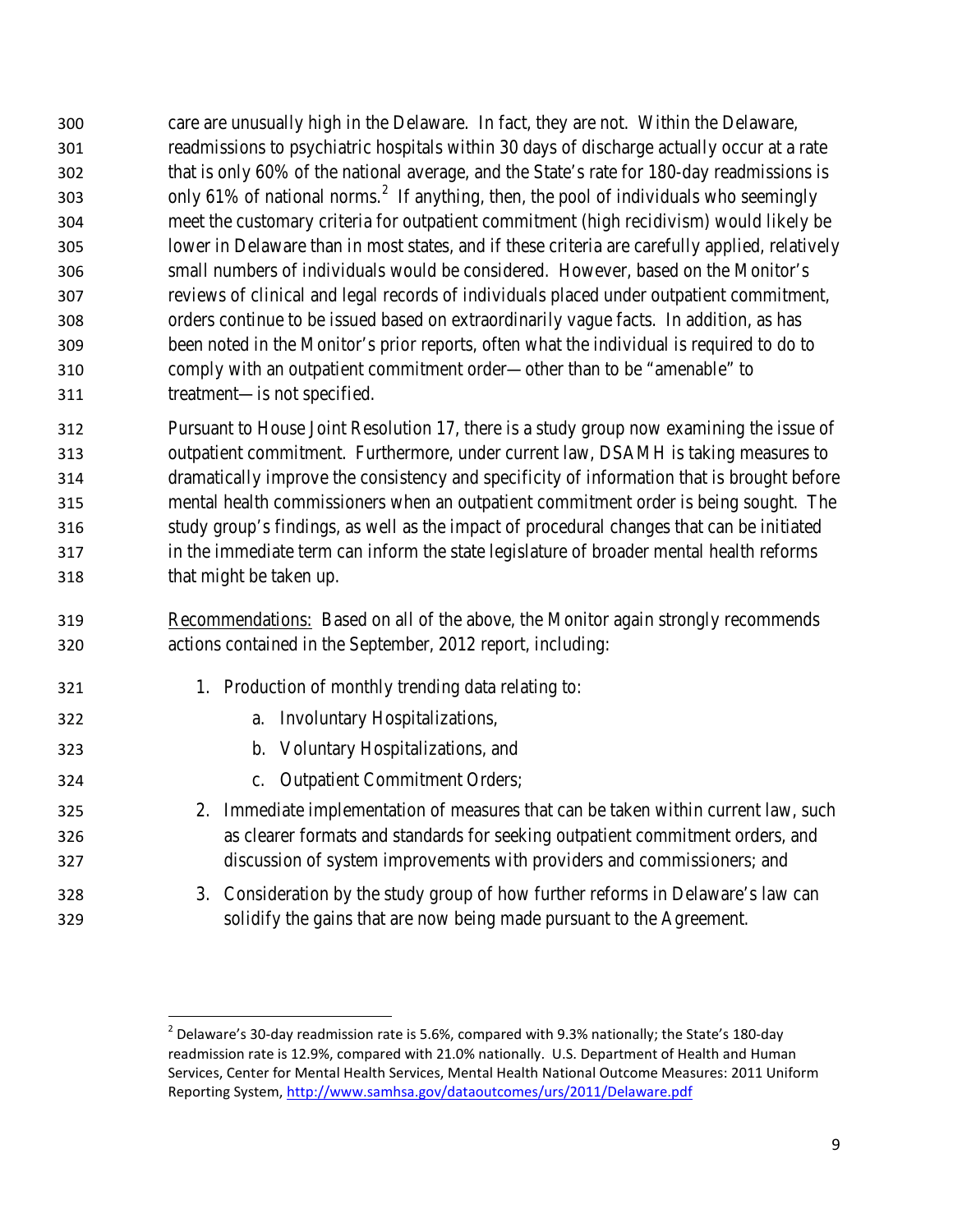care are unusually high in the Delaware. In fact, they are not. Within the Delaware, readmissions to psychiatric hospitals within 30 days of discharge actually occur at a rate that is only 60% of the national average, and the State's rate for 180-day readmissions is only 61% of national norms.[2] If anything, then, the pool of individuals who seemingly meet the customary criteria for outpatient commitment (high recidivism) would likely be lower in Delaware than in most states, and if these criteria are carefully applied, relatively small numbers of individuals would be considered. However, based on the Monitor's reviews of clinical and legal records of individuals placed under outpatient commitment, orders continue to be issued based on extraordinarily vague facts. In addition, as has been noted in the Monitor's prior reports, often what the individual is required to do to comply with an outpatient commitment order—other than to be "amenable" to treatment—is not specified.

Pursuant to House Joint Resolution 17, there is a study group now examining the issue of outpatient commitment. Furthermore, under current law, DSAMH is taking measures to dramatically improve the consistency and specificity of information that is brought before mental health commissioners when an outpatient commitment order is being sought. The study group's findings, as well as the impact of procedural changes that can be initiated in the immediate term can inform the state legislature of broader mental health reforms that might be taken up.

<u>Recommendations:</u> Based on all of the above, the Monitor again strongly recommends actions contained in the September, 2012 report, including:

1. Production of monthly trending data relating to:
   a. Involuntary Hospitalizations,
   b. Voluntary Hospitalizations, and
   c. Outpatient Commitment Orders;
2. Immediate implementation of measures that can be taken within current law, such as clearer formats and standards for seeking outpatient commitment orders, and discussion of system improvements with providers and commissioners; and
3. Consideration by the study group of how further reforms in Delaware's law can solidify the gains that are now being made pursuant to the Agreement.

---

[2] Delaware's 30-day readmission rate is 5.6%, compared with 9.3% nationally; the State's 180-day readmission rate is 12.9%, compared with 21.0% nationally. U.S. Department of Health and Human Services, Center for Mental Health Services, Mental Health National Outcome Measures: 2011 Uniform Reporting System, http://www.samhsa.gov/dataoutcomes/urs/2011/Delaware.pdf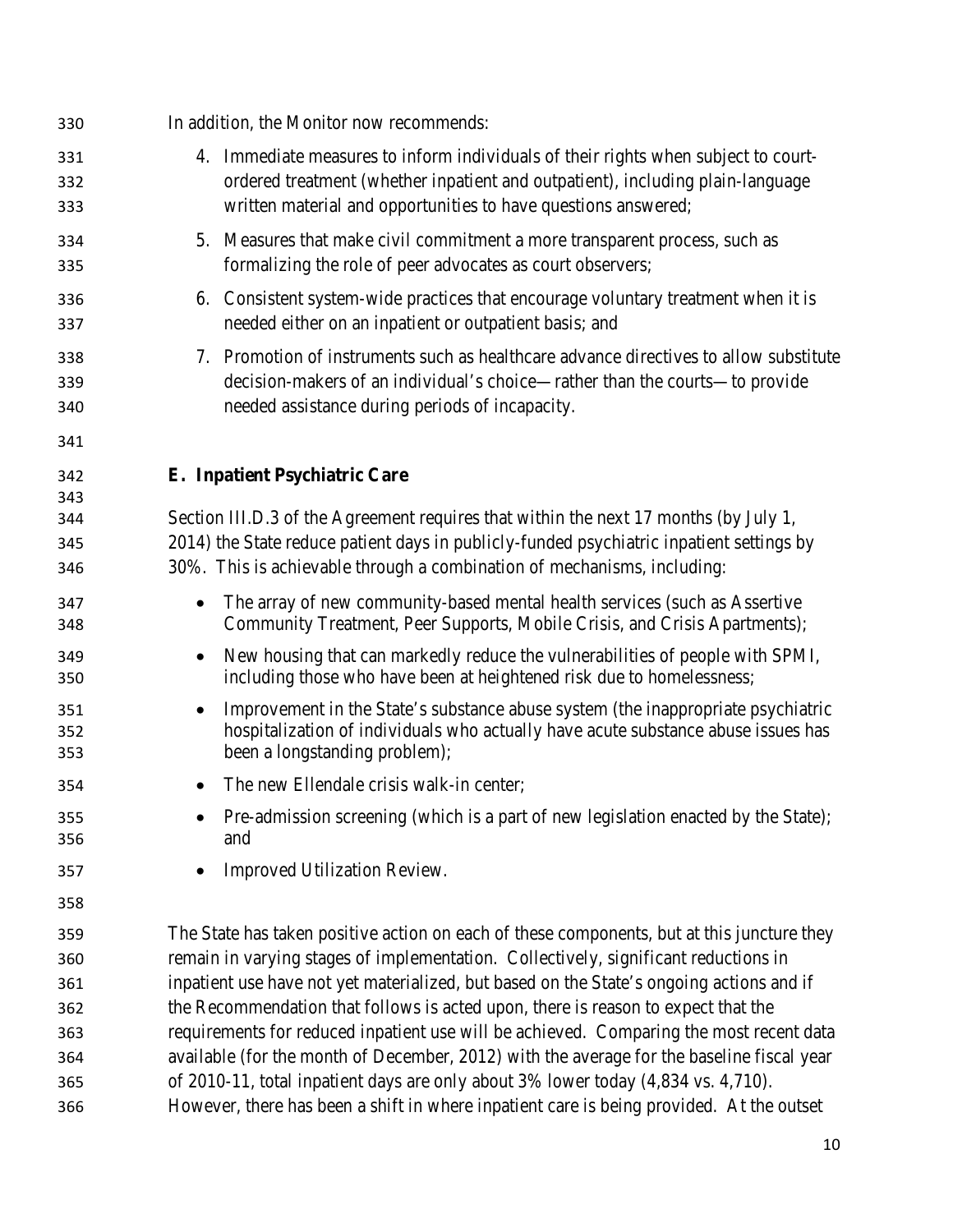In addition, the Monitor now recommends:

4. Immediate measures to inform individuals of their rights when subject to court-ordered treatment (whether inpatient and outpatient), including plain-language written material and opportunities to have questions answered;
5. Measures that make civil commitment a more transparent process, such as formalizing the role of peer advocates as court observers;
6. Consistent system-wide practices that encourage voluntary treatment when it is needed either on an inpatient or outpatient basis; and
7. Promotion of instruments such as healthcare advance directives to allow substitute decision-makers of an individual's choice—rather than the courts—to provide needed assistance during periods of incapacity.

## E. Inpatient Psychiatric Care

Section III.D.3 of the Agreement requires that within the next 17 months (by July 1, 2014) the State reduce patient days in publicly-funded psychiatric inpatient settings by 30%. This is achievable through a combination of mechanisms, including:

- The array of new community-based mental health services (such as Assertive Community Treatment, Peer Supports, Mobile Crisis, and Crisis Apartments);
- New housing that can markedly reduce the vulnerabilities of people with SPMI, including those who have been at heightened risk due to homelessness;
- Improvement in the State's substance abuse system (the inappropriate psychiatric hospitalization of individuals who actually have acute substance abuse issues has been a longstanding problem);
- The new Ellendale crisis walk-in center;
- Pre-admission screening (which is a part of new legislation enacted by the State); and
- Improved Utilization Review.

The State has taken positive action on each of these components, but at this juncture they remain in varying stages of implementation. Collectively, significant reductions in inpatient use have not yet materialized, but based on the State's ongoing actions and if the Recommendation that follows is acted upon, there is reason to expect that the requirements for reduced inpatient use will be achieved. Comparing the most recent data available (for the month of December, 2012) with the average for the baseline fiscal year of 2010-11, total inpatient days are only about 3% lower today (4,834 vs. 4,710). However, there has been a shift in where inpatient care is being provided. At the outset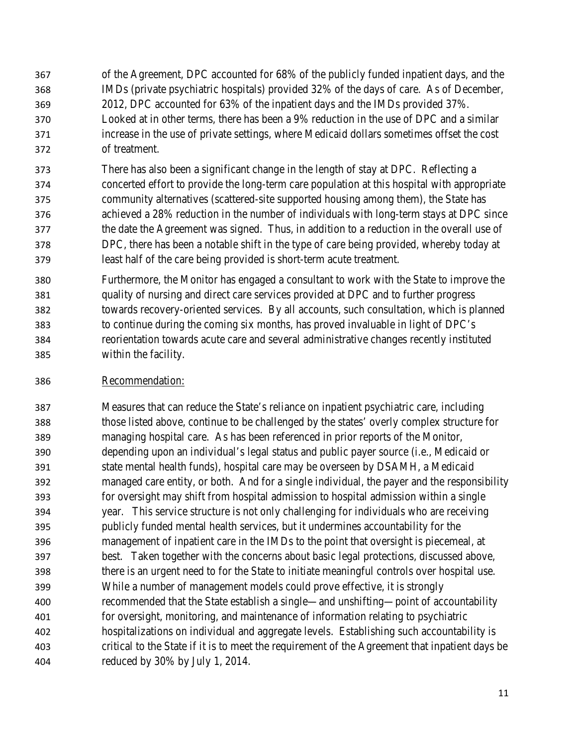of the Agreement, DPC accounted for 68% of the publicly funded inpatient days, and the IMDs (private psychiatric hospitals) provided 32% of the days of care. As of December, 2012, DPC accounted for 63% of the inpatient days and the IMDs provided 37%. Looked at in other terms, there has been a 9% reduction in the use of DPC and a similar increase in the use of private settings, where Medicaid dollars sometimes offset the cost of treatment.

There has also been a significant change in the length of stay at DPC. Reflecting a concerted effort to provide the long-term care population at this hospital with appropriate community alternatives (scattered-site supported housing among them), the State has achieved a 28% reduction in the number of individuals with long-term stays at DPC since the date the Agreement was signed. Thus, in addition to a reduction in the overall use of DPC, there has been a notable shift in the type of care being provided, whereby today at least half of the care being provided is short-term acute treatment.

Furthermore, the Monitor has engaged a consultant to work with the State to improve the quality of nursing and direct care services provided at DPC and to further progress towards recovery-oriented services. By all accounts, such consultation, which is planned to continue during the coming six months, has proved invaluable in light of DPC's reorientation towards acute care and several administrative changes recently instituted within the facility.

Recommendation:

Measures that can reduce the State's reliance on inpatient psychiatric care, including those listed above, continue to be challenged by the states' overly complex structure for managing hospital care. As has been referenced in prior reports of the Monitor, depending upon an individual's legal status and public payer source (i.e., Medicaid or state mental health funds), hospital care may be overseen by DSAMH, a Medicaid managed care entity, or both. And for a single individual, the payer and the responsibility for oversight may shift from hospital admission to hospital admission within a single year. This service structure is not only challenging for individuals who are receiving publicly funded mental health services, but it undermines accountability for the management of inpatient care in the IMDs to the point that oversight is piecemeal, at best. Taken together with the concerns about basic legal protections, discussed above, there is an urgent need to for the State to initiate meaningful controls over hospital use. While a number of management models could prove effective, it is strongly recommended that the State establish a single—and unshifting—point of accountability for oversight, monitoring, and maintenance of information relating to psychiatric hospitalizations on individual and aggregate levels. Establishing such accountability is critical to the State if it is to meet the requirement of the Agreement that inpatient days be reduced by 30% by July 1, 2014.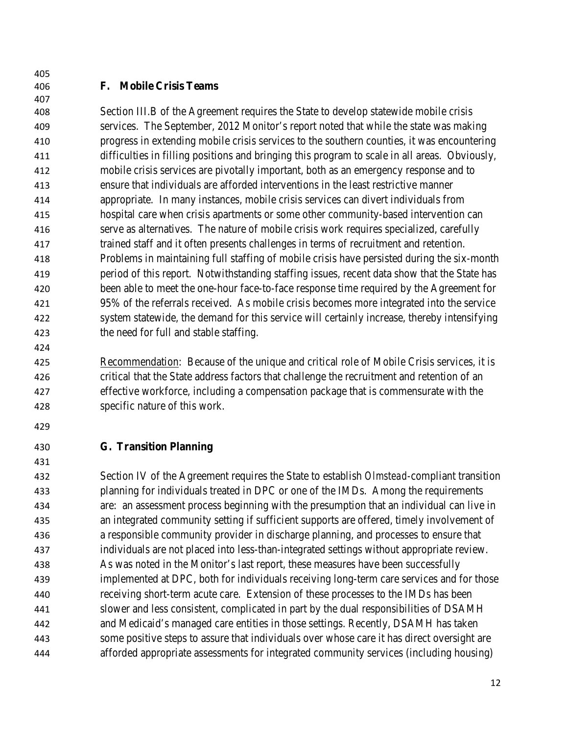### F. Mobile Crisis Teams

Section III.B of the Agreement requires the State to develop statewide mobile crisis services. The September, 2012 Monitor's report noted that while the state was making progress in extending mobile crisis services to the southern counties, it was encountering difficulties in filling positions and bringing this program to scale in all areas. Obviously, mobile crisis services are pivotally important, both as an emergency response and to ensure that individuals are afforded interventions in the least restrictive manner appropriate. In many instances, mobile crisis services can divert individuals from hospital care when crisis apartments or some other community-based intervention can serve as alternatives. The nature of mobile crisis work requires specialized, carefully trained staff and it often presents challenges in terms of recruitment and retention. Problems in maintaining full staffing of mobile crisis have persisted during the six-month period of this report. Notwithstanding staffing issues, recent data show that the State has been able to meet the one-hour face-to-face response time required by the Agreement for 95% of the referrals received. As mobile crisis becomes more integrated into the service system statewide, the demand for this service will certainly increase, thereby intensifying the need for full and stable staffing.

Recommendation: Because of the unique and critical role of Mobile Crisis services, it is critical that the State address factors that challenge the recruitment and retention of an effective workforce, including a compensation package that is commensurate with the specific nature of this work.

### G. Transition Planning

Section IV of the Agreement requires the State to establish *Olmstead*-compliant transition planning for individuals treated in DPC or one of the IMDs. Among the requirements are: an assessment process beginning with the presumption that an individual can live in an integrated community setting if sufficient supports are offered, timely involvement of a responsible community provider in discharge planning, and processes to ensure that individuals are not placed into less-than-integrated settings without appropriate review. As was noted in the Monitor's last report, these measures have been successfully implemented at DPC, both for individuals receiving long-term care services and for those receiving short-term acute care. Extension of these processes to the IMDs has been slower and less consistent, complicated in part by the dual responsibilities of DSAMH and Medicaid's managed care entities in those settings. Recently, DSAMH has taken some positive steps to assure that individuals over whose care it has direct oversight are afforded appropriate assessments for integrated community services (including housing)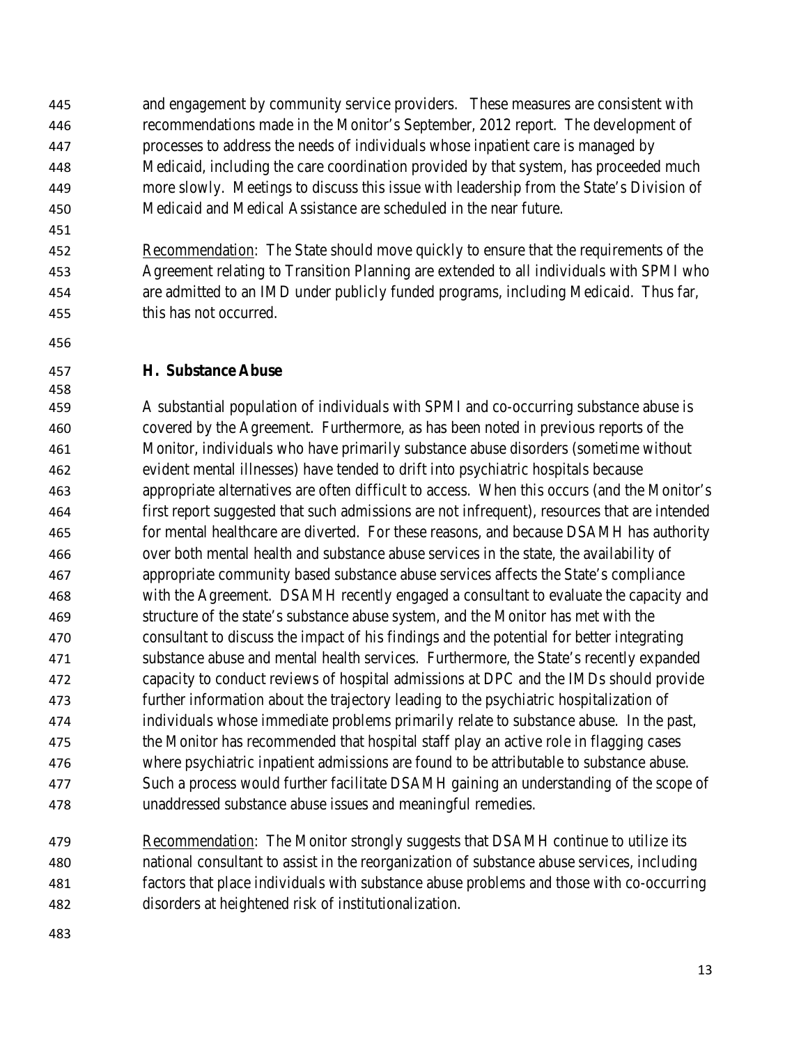and engagement by community service providers. These measures are consistent with recommendations made in the Monitor's September, 2012 report. The development of processes to address the needs of individuals whose inpatient care is managed by Medicaid, including the care coordination provided by that system, has proceeded much more slowly. Meetings to discuss this issue with leadership from the State's Division of Medicaid and Medical Assistance are scheduled in the near future.

Recommendation: The State should move quickly to ensure that the requirements of the Agreement relating to Transition Planning are extended to all individuals with SPMI who are admitted to an IMD under publicly funded programs, including Medicaid. Thus far, this has not occurred.

### H. Substance Abuse

A substantial population of individuals with SPMI and co-occurring substance abuse is covered by the Agreement. Furthermore, as has been noted in previous reports of the Monitor, individuals who have primarily substance abuse disorders (sometime without evident mental illnesses) have tended to drift into psychiatric hospitals because appropriate alternatives are often difficult to access. When this occurs (and the Monitor's first report suggested that such admissions are not infrequent), resources that are intended for mental healthcare are diverted. For these reasons, and because DSAMH has authority over both mental health and substance abuse services in the state, the availability of appropriate community based substance abuse services affects the State's compliance with the Agreement. DSAMH recently engaged a consultant to evaluate the capacity and structure of the state's substance abuse system, and the Monitor has met with the consultant to discuss the impact of his findings and the potential for better integrating substance abuse and mental health services. Furthermore, the State's recently expanded capacity to conduct reviews of hospital admissions at DPC and the IMDs should provide further information about the trajectory leading to the psychiatric hospitalization of individuals whose immediate problems primarily relate to substance abuse. In the past, the Monitor has recommended that hospital staff play an active role in flagging cases where psychiatric inpatient admissions are found to be attributable to substance abuse. Such a process would further facilitate DSAMH gaining an understanding of the scope of unaddressed substance abuse issues and meaningful remedies.

Recommendation: The Monitor strongly suggests that DSAMH continue to utilize its national consultant to assist in the reorganization of substance abuse services, including factors that place individuals with substance abuse problems and those with co-occurring disorders at heightened risk of institutionalization.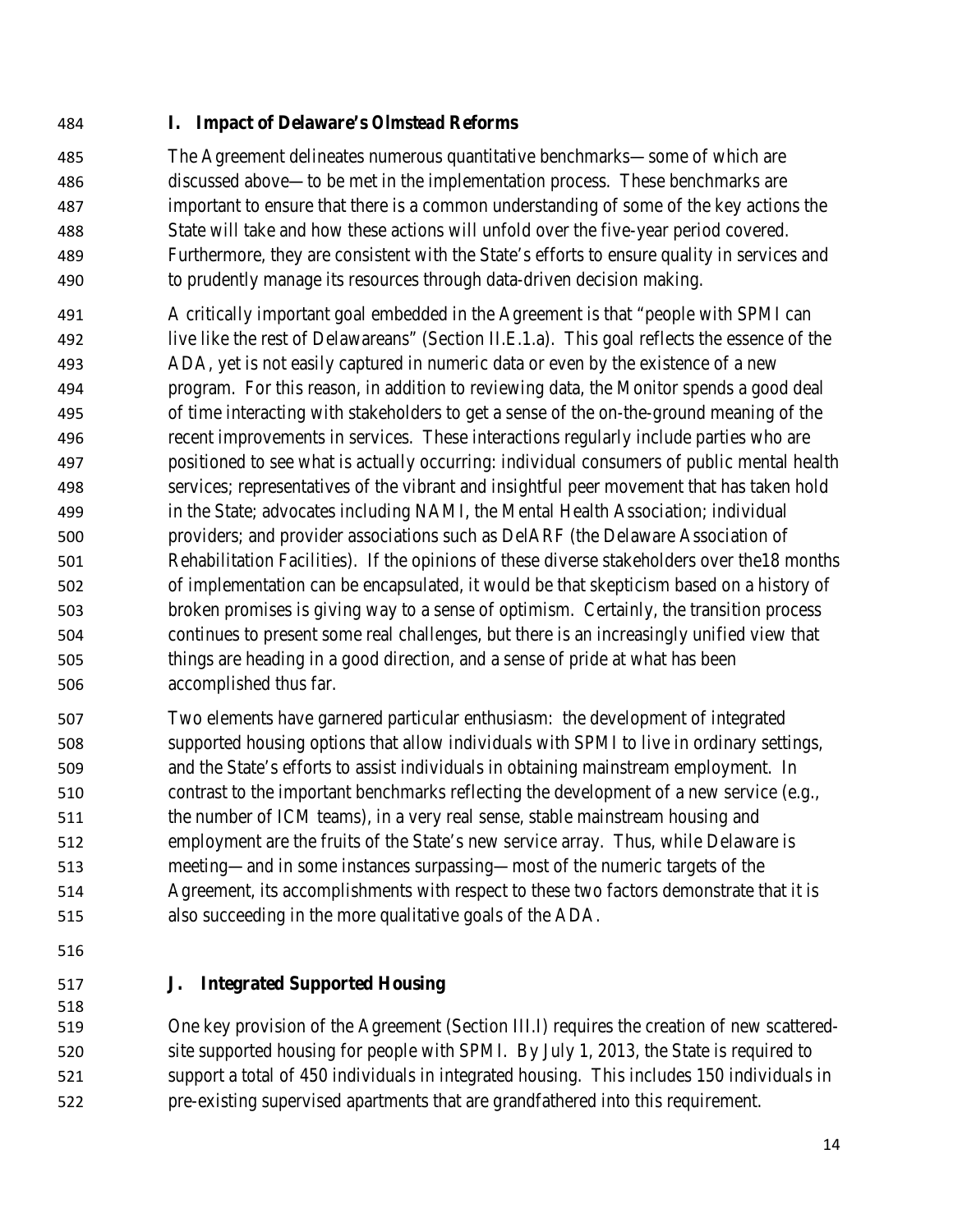## I. Impact of Delaware's *Olmstead* Reforms

The Agreement delineates numerous quantitative benchmarks—some of which are discussed above—to be met in the implementation process. These benchmarks are important to ensure that there is a common understanding of some of the key actions the State will take and how these actions will unfold over the five-year period covered. Furthermore, they are consistent with the State's efforts to ensure quality in services and to prudently manage its resources through data-driven decision making.

A critically important goal embedded in the Agreement is that "people with SPMI can live like the rest of Delawareans" (Section II.E.1.a). This goal reflects the essence of the ADA, yet is not easily captured in numeric data or even by the existence of a new program. For this reason, in addition to reviewing data, the Monitor spends a good deal of time interacting with stakeholders to get a sense of the on-the-ground meaning of the recent improvements in services. These interactions regularly include parties who are positioned to see what is actually occurring: individual consumers of public mental health services; representatives of the vibrant and insightful peer movement that has taken hold in the State; advocates including NAMI, the Mental Health Association; individual providers; and provider associations such as DelARF (the Delaware Association of Rehabilitation Facilities). If the opinions of these diverse stakeholders over the18 months of implementation can be encapsulated, it would be that skepticism based on a history of broken promises is giving way to a sense of optimism. Certainly, the transition process continues to present some real challenges, but there is an increasingly unified view that things are heading in a good direction, and a sense of pride at what has been accomplished thus far.

Two elements have garnered particular enthusiasm: the development of integrated supported housing options that allow individuals with SPMI to live in ordinary settings, and the State's efforts to assist individuals in obtaining mainstream employment. In contrast to the important benchmarks reflecting the development of a new service (e.g., the number of ICM teams), in a very real sense, stable mainstream housing and employment are the fruits of the State's new service array. Thus, while Delaware is meeting—and in some instances surpassing—most of the numeric targets of the Agreement, its accomplishments with respect to these two factors demonstrate that it is also succeeding in the more qualitative goals of the ADA.

## J. Integrated Supported Housing

One key provision of the Agreement (Section III.I) requires the creation of new scattered-site supported housing for people with SPMI. By July 1, 2013, the State is required to support a total of 450 individuals in integrated housing. This includes 150 individuals in pre-existing supervised apartments that are grandfathered into this requirement.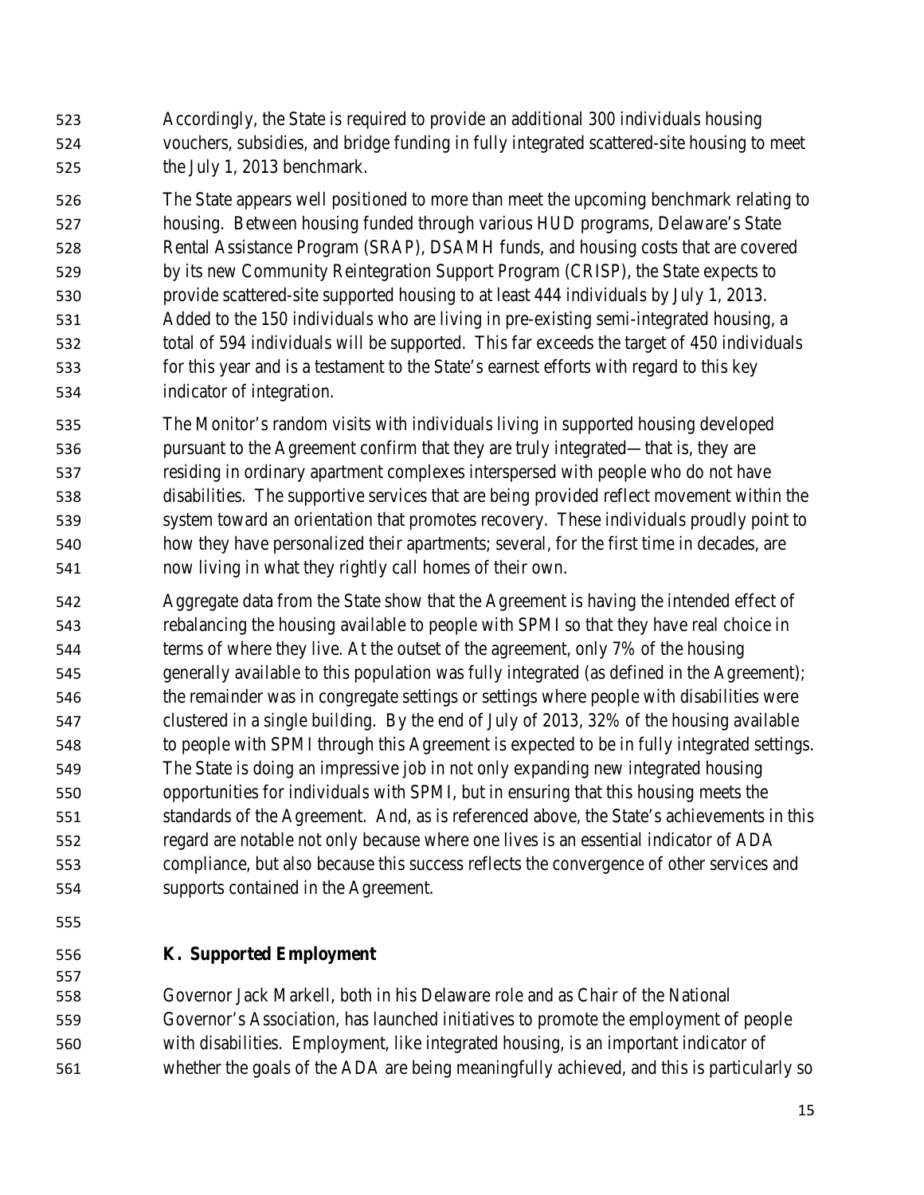Accordingly, the State is required to provide an additional 300 individuals housing vouchers, subsidies, and bridge funding in fully integrated scattered-site housing to meet the July 1, 2013 benchmark.

The State appears well positioned to more than meet the upcoming benchmark relating to housing. Between housing funded through various HUD programs, Delaware's State Rental Assistance Program (SRAP), DSAMH funds, and housing costs that are covered by its new Community Reintegration Support Program (CRISP), the State expects to provide scattered-site supported housing to at least 444 individuals by July 1, 2013. Added to the 150 individuals who are living in pre-existing semi-integrated housing, a total of 594 individuals will be supported. This far exceeds the target of 450 individuals for this year and is a testament to the State's earnest efforts with regard to this key indicator of integration.

The Monitor's random visits with individuals living in supported housing developed pursuant to the Agreement confirm that they are truly integrated—that is, they are residing in ordinary apartment complexes interspersed with people who do not have disabilities. The supportive services that are being provided reflect movement within the system toward an orientation that promotes recovery. These individuals proudly point to how they have personalized their apartments; several, for the first time in decades, are now living in what they rightly call homes of their own.

Aggregate data from the State show that the Agreement is having the intended effect of rebalancing the housing available to people with SPMI so that they have real choice in terms of where they live. At the outset of the agreement, only 7% of the housing generally available to this population was fully integrated (as defined in the Agreement); the remainder was in congregate settings or settings where people with disabilities were clustered in a single building. By the end of July of 2013, 32% of the housing available to people with SPMI through this Agreement is expected to be in fully integrated settings. The State is doing an impressive job in not only expanding new integrated housing opportunities for individuals with SPMI, but in ensuring that this housing meets the standards of the Agreement. And, as is referenced above, the State's achievements in this regard are notable not only because where one lives is an essential indicator of ADA compliance, but also because this success reflects the convergence of other services and supports contained in the Agreement.

### K. Supported Employment

Governor Jack Markell, both in his Delaware role and as Chair of the National Governor's Association, has launched initiatives to promote the employment of people with disabilities. Employment, like integrated housing, is an important indicator of whether the goals of the ADA are being meaningfully achieved, and this is particularly so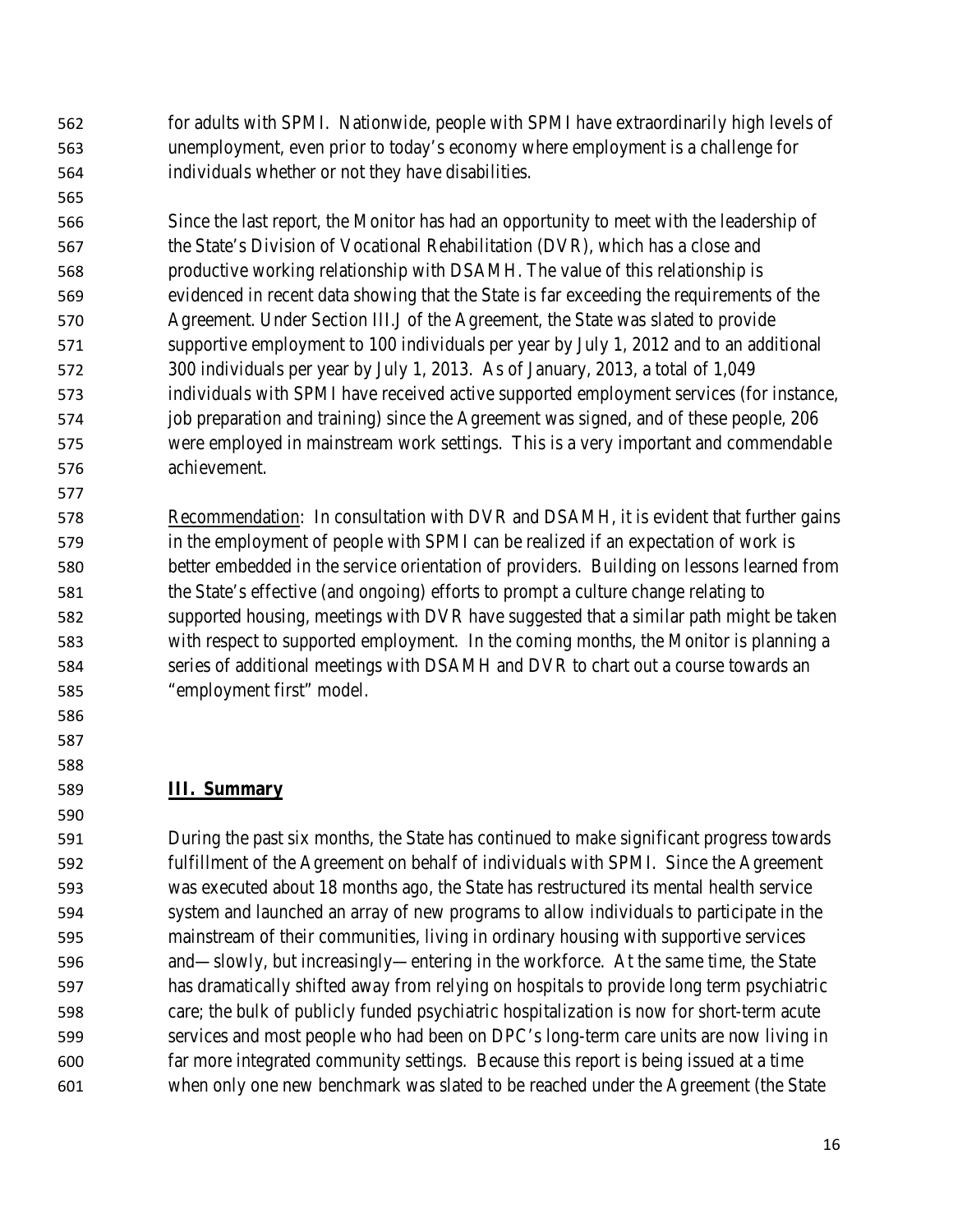for adults with SPMI. Nationwide, people with SPMI have extraordinarily high levels of unemployment, even prior to today's economy where employment is a challenge for individuals whether or not they have disabilities.

Since the last report, the Monitor has had an opportunity to meet with the leadership of the State's Division of Vocational Rehabilitation (DVR), which has a close and productive working relationship with DSAMH. The value of this relationship is evidenced in recent data showing that the State is far exceeding the requirements of the Agreement. Under Section III.J of the Agreement, the State was slated to provide supportive employment to 100 individuals per year by July 1, 2012 and to an additional 300 individuals per year by July 1, 2013. As of January, 2013, a total of 1,049 individuals with SPMI have received active supported employment services (for instance, job preparation and training) since the Agreement was signed, and of these people, 206 were employed in mainstream work settings. This is a very important and commendable achievement.

Recommendation: In consultation with DVR and DSAMH, it is evident that further gains in the employment of people with SPMI can be realized if an expectation of work is better embedded in the service orientation of providers. Building on lessons learned from the State's effective (and ongoing) efforts to prompt a culture change relating to supported housing, meetings with DVR have suggested that a similar path might be taken with respect to supported employment. In the coming months, the Monitor is planning a series of additional meetings with DSAMH and DVR to chart out a course towards an "employment first" model.

## III. Summary

During the past six months, the State has continued to make significant progress towards fulfillment of the Agreement on behalf of individuals with SPMI. Since the Agreement was executed about 18 months ago, the State has restructured its mental health service system and launched an array of new programs to allow individuals to participate in the mainstream of their communities, living in ordinary housing with supportive services and—slowly, but increasingly—entering in the workforce. At the same time, the State has dramatically shifted away from relying on hospitals to provide long term psychiatric care; the bulk of publicly funded psychiatric hospitalization is now for short-term acute services and most people who had been on DPC's long-term care units are now living in far more integrated community settings. Because this report is being issued at a time when only one new benchmark was slated to be reached under the Agreement (the State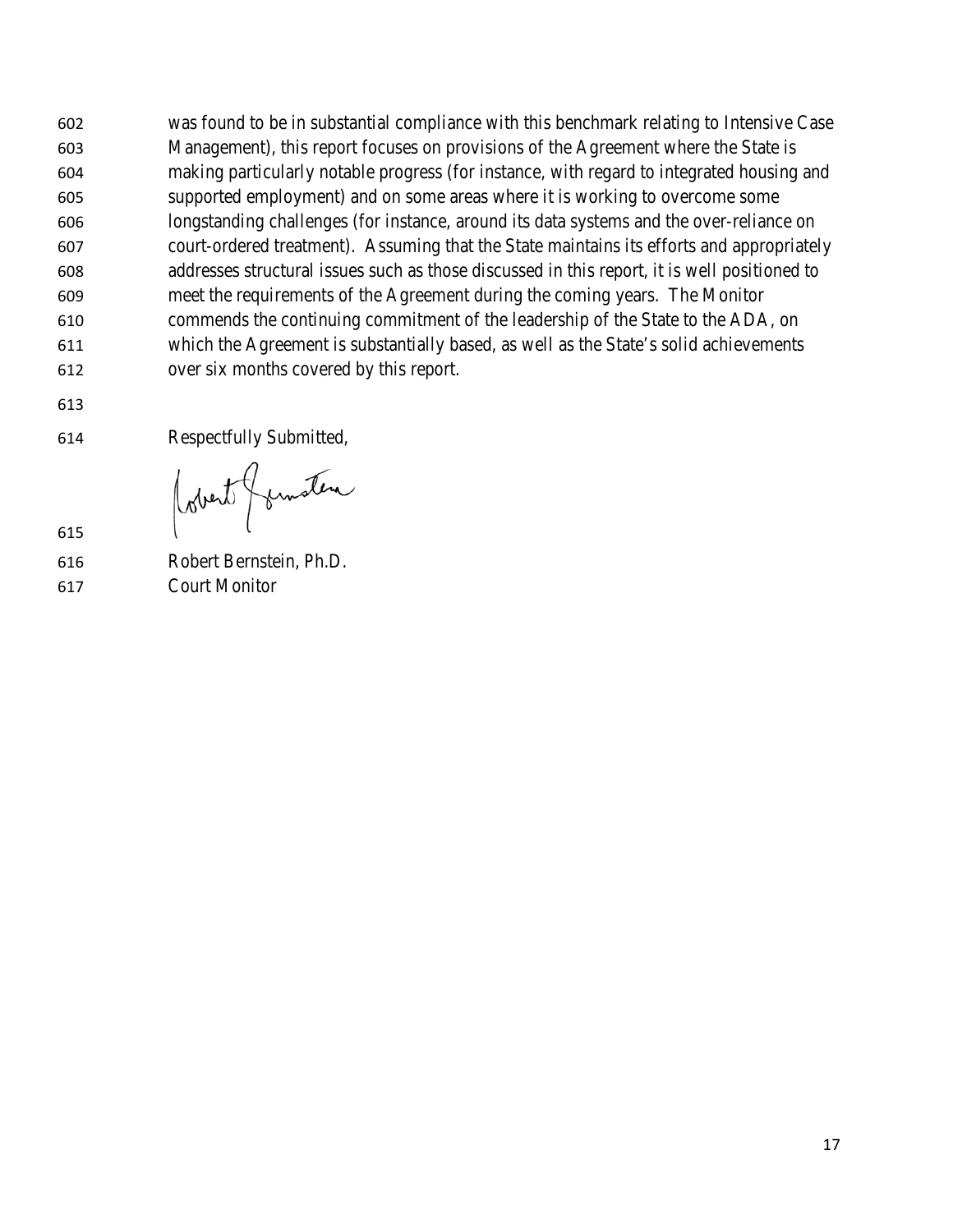was found to be in substantial compliance with this benchmark relating to Intensive Case Management), this report focuses on provisions of the Agreement where the State is making particularly notable progress (for instance, with regard to integrated housing and supported employment) and on some areas where it is working to overcome some longstanding challenges (for instance, around its data systems and the over-reliance on court-ordered treatment). Assuming that the State maintains its efforts and appropriately addresses structural issues such as those discussed in this report, it is well positioned to meet the requirements of the Agreement during the coming years. The Monitor commends the continuing commitment of the leadership of the State to the ADA, on which the Agreement is substantially based, as well as the State's solid achievements over six months covered by this report.

Respectfully Submitted,

Robert Bernstein, Ph.D.
Court Monitor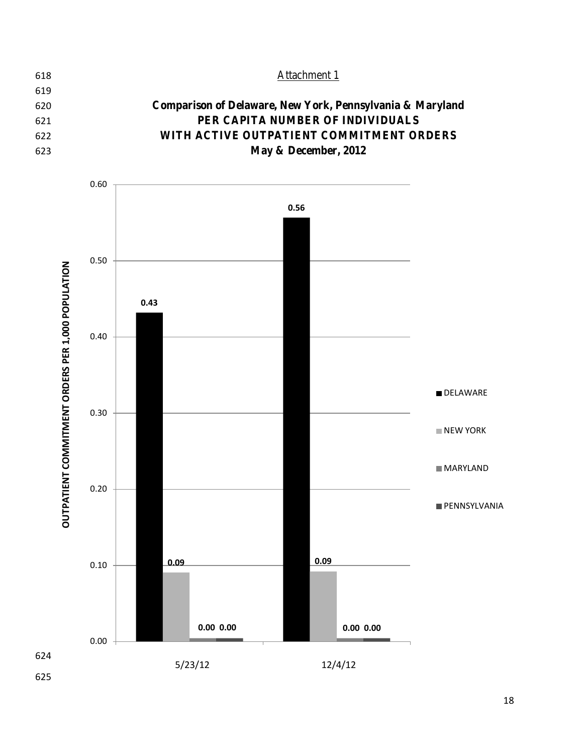Attachment 1

**Comparison of Delaware, New York, Pennsylvania & Maryland**
**PER CAPITA NUMBER OF INDIVIDUALS**
**WITH ACTIVE OUTPATIENT COMMITMENT ORDERS**
**May & December, 2012**

OUTPATIENT COMMITMENT ORDERS PER 1,000 POPULATION

0.60
0.50
0.40
0.30
0.20
0.10
0.00

0.43
0.09
0.00 0.00

0.56
0.09
0.00 0.00

5/23/12
12/4/12

DELAWARE
NEW YORK
MARYLAND
PENNSYLVANIA